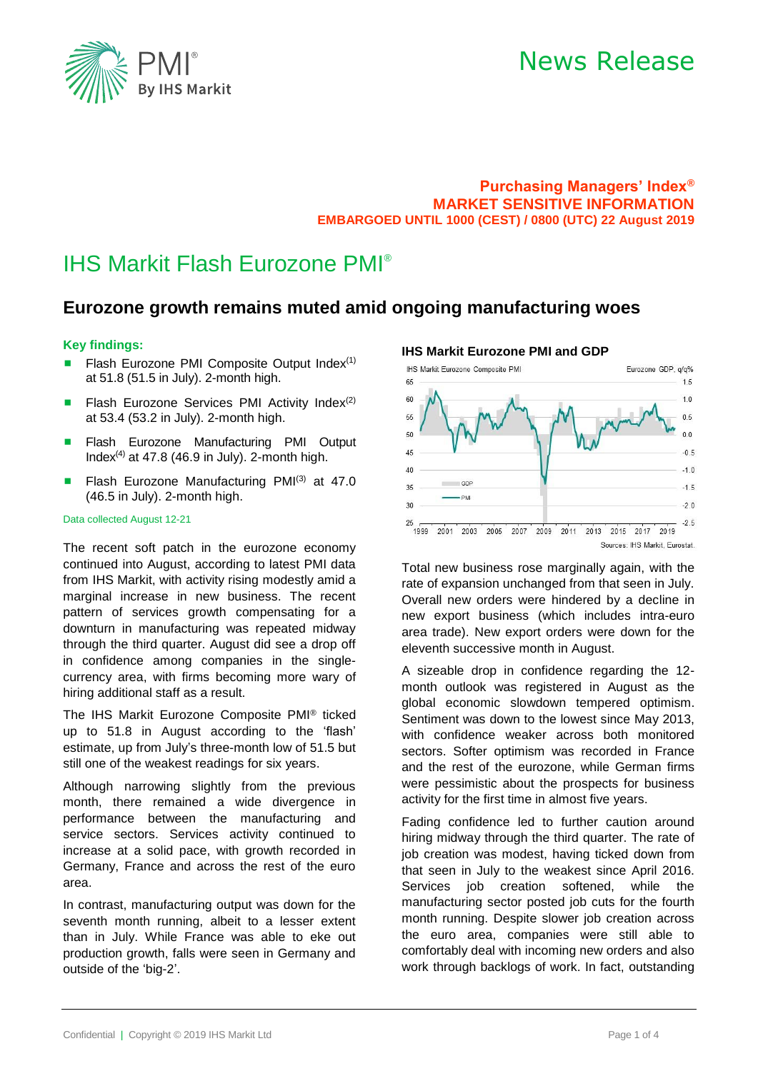# News Release

**Purchasing Managers' Index®**
**MARKET SENSITIVE INFORMATION**
**EMBARGOED UNTIL 1000 (CEST) / 0800 (UTC) 22 August 2019**

# IHS Markit Flash Eurozone PMI®

## Eurozone growth remains muted amid ongoing manufacturing woes

### Key findings:

- Flash Eurozone PMI Composite Output Index(1) at 51.8 (51.5 in July). 2-month high.
- Flash Eurozone Services PMI Activity Index(2) at 53.4 (53.2 in July). 2-month high.
- Flash Eurozone Manufacturing PMI Output Index(4) at 47.8 (46.9 in July). 2-month high.
- Flash Eurozone Manufacturing PMI(3) at 47.0 (46.5 in July). 2-month high.

Data collected August 12-21

The recent soft patch in the eurozone economy continued into August, according to latest PMI data from IHS Markit, with activity rising modestly amid a marginal increase in new business. The recent pattern of services growth compensating for a downturn in manufacturing was repeated midway through the third quarter. August did see a drop off in confidence among companies in the single-currency area, with firms becoming more wary of hiring additional staff as a result.

The IHS Markit Eurozone Composite PMI® ticked up to 51.8 in August according to the 'flash' estimate, up from July's three-month low of 51.5 but still one of the weakest readings for six years.

Although narrowing slightly from the previous month, there remained a wide divergence in performance between the manufacturing and service sectors. Services activity continued to increase at a solid pace, with growth recorded in Germany, France and across the rest of the euro area.

In contrast, manufacturing output was down for the seventh month running, albeit to a lesser extent than in July. While France was able to eke out production growth, falls were seen in Germany and outside of the 'big-2'.

**IHS Markit Eurozone PMI and GDP**

Sources: IHS Markit, Eurostat.

Total new business rose marginally again, with the rate of expansion unchanged from that seen in July. Overall new orders were hindered by a decline in new export business (which includes intra-euro area trade). New export orders were down for the eleventh successive month in August.

A sizeable drop in confidence regarding the 12-month outlook was registered in August as the global economic slowdown tempered optimism. Sentiment was down to the lowest since May 2013, with confidence weaker across both monitored sectors. Softer optimism was recorded in France and the rest of the eurozone, while German firms were pessimistic about the prospects for business activity for the first time in almost five years.

Fading confidence led to further caution around hiring midway through the third quarter. The rate of job creation was modest, having ticked down from that seen in July to the weakest since April 2016. Services job creation softened, while the manufacturing sector posted job cuts for the fourth month running. Despite slower job creation across the euro area, companies were still able to comfortably deal with incoming new orders and also work through backlogs of work. In fact, outstanding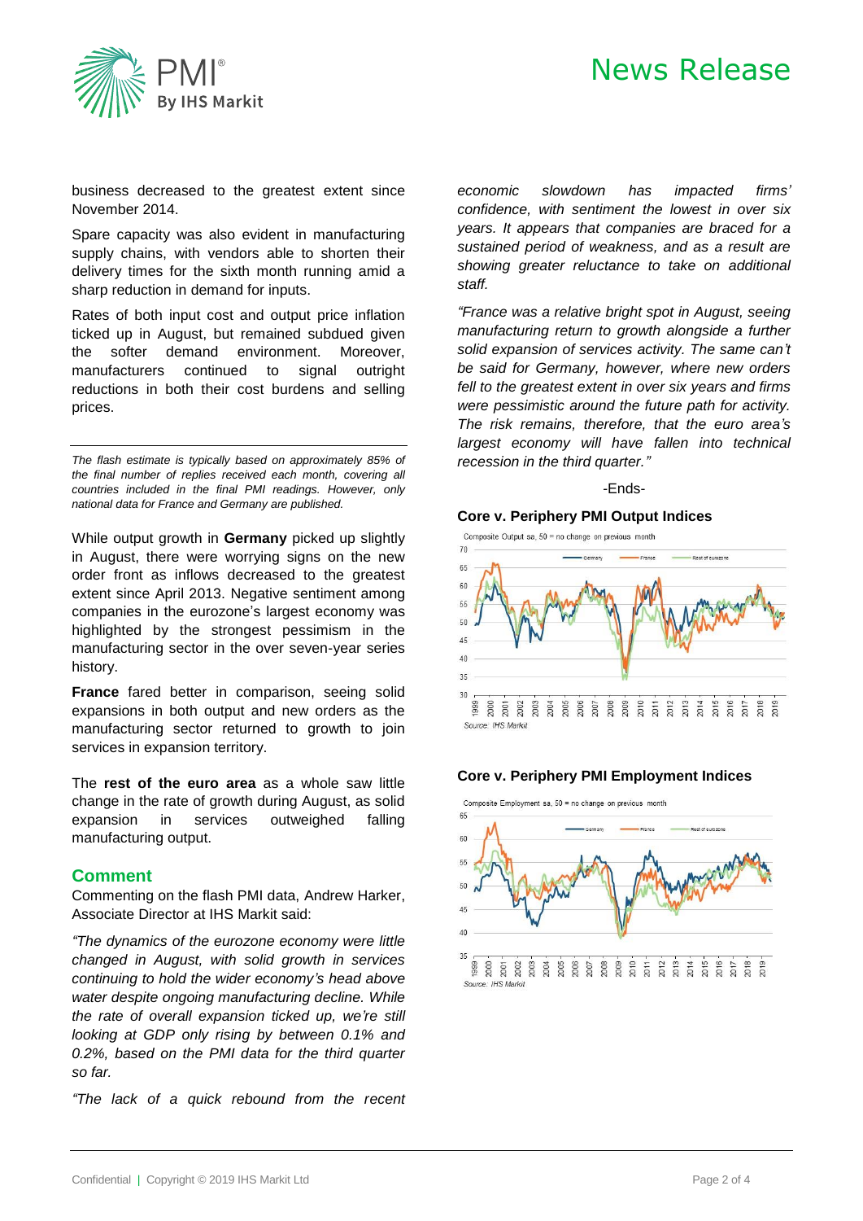business decreased to the greatest extent since November 2014.

Spare capacity was also evident in manufacturing supply chains, with vendors able to shorten their delivery times for the sixth month running amid a sharp reduction in demand for inputs.

Rates of both input cost and output price inflation ticked up in August, but remained subdued given the softer demand environment. Moreover, manufacturers continued to signal outright reductions in both their cost burdens and selling prices.

---

*The flash estimate is typically based on approximately 85% of the final number of replies received each month, covering all countries included in the final PMI readings. However, only national data for France and Germany are published.*

While output growth in **Germany** picked up slightly in August, there were worrying signs on the new order front as inflows decreased to the greatest extent since April 2013. Negative sentiment among companies in the eurozone's largest economy was highlighted by the strongest pessimism in the manufacturing sector in the over seven-year series history.

**France** fared better in comparison, seeing solid expansions in both output and new orders as the manufacturing sector returned to growth to join services in expansion territory.

The **rest of the euro area** as a whole saw little change in the rate of growth during August, as solid expansion in services outweighed falling manufacturing output.

## Comment

Commenting on the flash PMI data, Andrew Harker, Associate Director at IHS Markit said:

*"The dynamics of the eurozone economy were little changed in August, with solid growth in services continuing to hold the wider economy's head above water despite ongoing manufacturing decline. While the rate of overall expansion ticked up, we're still looking at GDP only rising by between 0.1% and 0.2%, based on the PMI data for the third quarter so far.*

*"The lack of a quick rebound from the recent economic slowdown has impacted firms' confidence, with sentiment the lowest in over six years. It appears that companies are braced for a sustained period of weakness, and as a result are showing greater reluctance to take on additional staff.*

*"France was a relative bright spot in August, seeing manufacturing return to growth alongside a further solid expansion of services activity. The same can't be said for Germany, however, where new orders fell to the greatest extent in over six years and firms were pessimistic around the future path for activity. The risk remains, therefore, that the euro area's largest economy will have fallen into technical recession in the third quarter."*

-Ends-

**Core v. Periphery PMI Output Indices**

Source: IHS Markit

**Core v. Periphery PMI Employment Indices**

Source: IHS Markit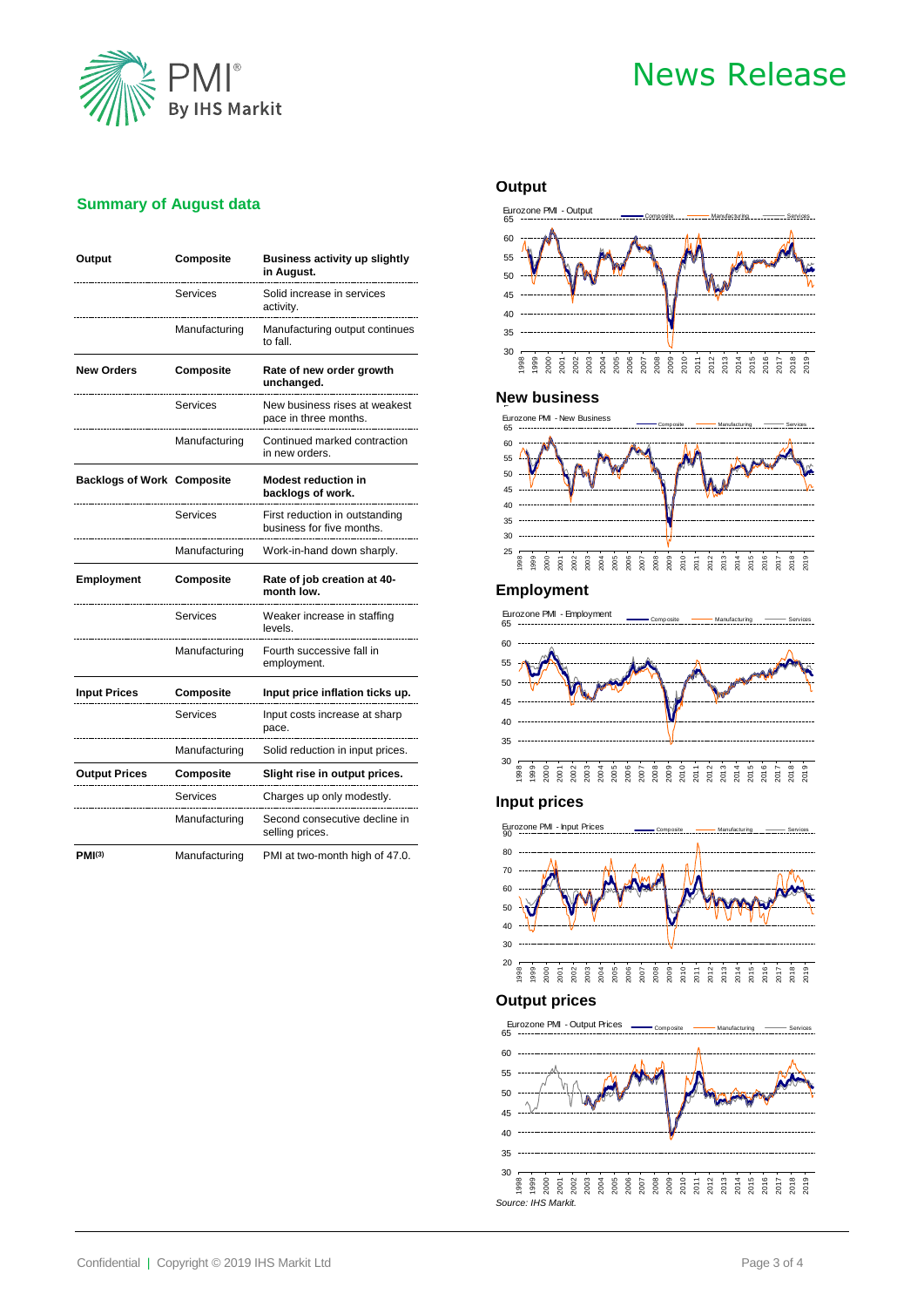# News Release

## Summary of August data

| | | |
|---|---|---|
| **Output** | **Composite** | **Business activity up slightly in August.** |
| | Services | Solid increase in services activity. |
| | Manufacturing | Manufacturing output continues to fall. |
| **New Orders** | **Composite** | **Rate of new order growth unchanged.** |
| | Services | New business rises at weakest pace in three months. |
| | Manufacturing | Continued marked contraction in new orders. |
| **Backlogs of Work** | **Composite** | **Modest reduction in backlogs of work.** |
| | Services | First reduction in outstanding business for five months. |
| | Manufacturing | Work-in-hand down sharply. |
| **Employment** | **Composite** | **Rate of job creation at 40-month low.** |
| | Services | Weaker increase in staffing levels. |
| | Manufacturing | Fourth successive fall in employment. |
| **Input Prices** | **Composite** | **Input price inflation ticks up.** |
| | Services | Input costs increase at sharp pace. |
| | Manufacturing | Solid reduction in input prices. |
| **Output Prices** | **Composite** | **Slight rise in output prices.** |
| | Services | Charges up only modestly. |
| | Manufacturing | Second consecutive decline in selling prices. |
| **PMI[3]** | Manufacturing | PMI at two-month high of 47.0. |

## Output

Eurozone PMI - Output (Composite, Manufacturing, Services), 1998–2019

## New business

Eurozone PMI - New Business (Composite, Manufacturing, Services), 1998–2019

## Employment

Eurozone PMI - Employment (Composite, Manufacturing, Services), 1998–2019

## Input prices

Eurozone PMI - Input Prices (Composite, Manufacturing, Services), 1998–2019

## Output prices

Eurozone PMI - Output Prices (Composite, Manufacturing, Services), 1998–2019

*Source: IHS Markit.*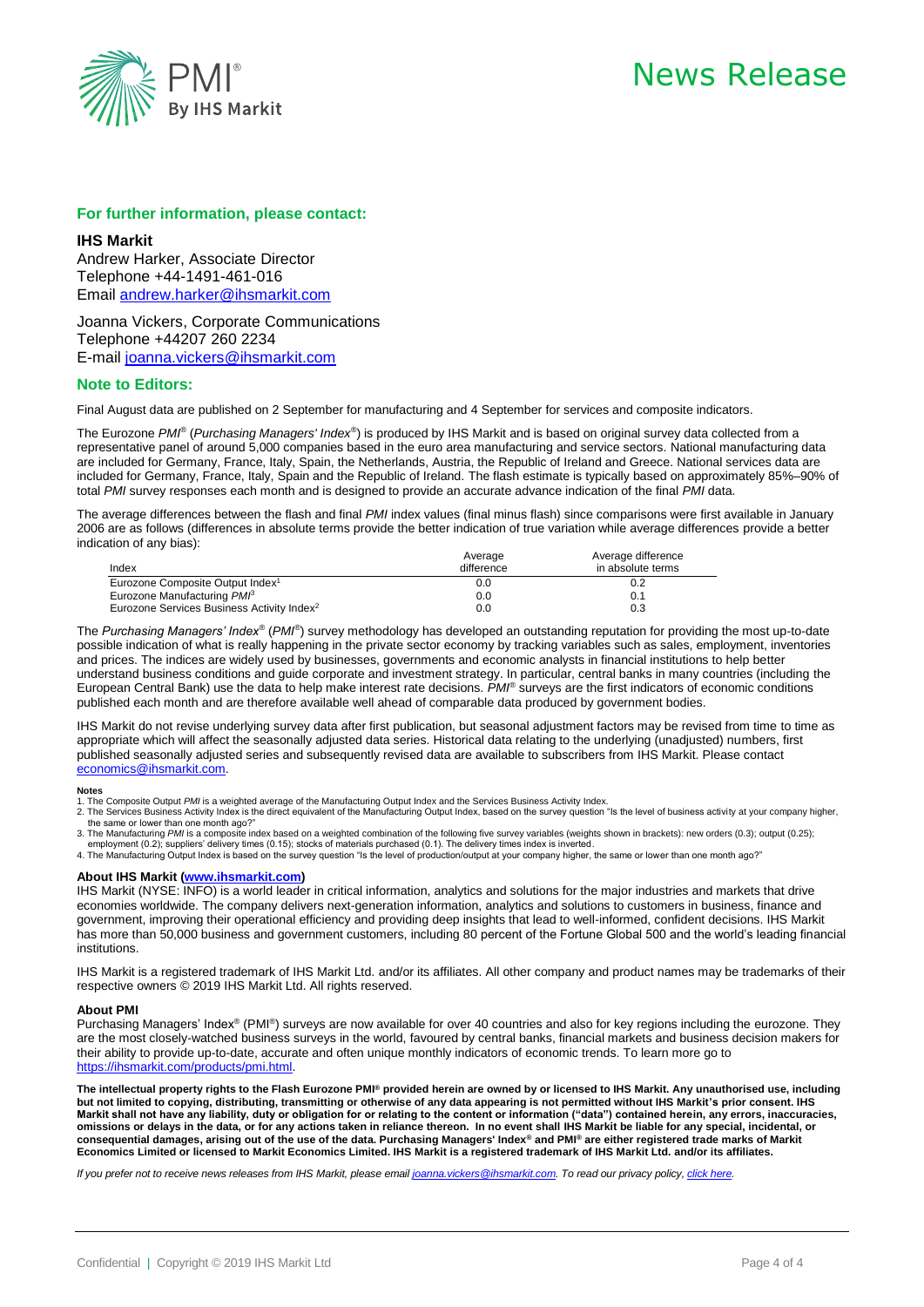# News Release

## For further information, please contact:

**IHS Markit**
Andrew Harker, Associate Director
Telephone +44-1491-461-016
Email andrew.harker@ihsmarkit.com

Joanna Vickers, Corporate Communications
Telephone +44207 260 2234
E-mail joanna.vickers@ihsmarkit.com

## Note to Editors:

Final August data are published on 2 September for manufacturing and 4 September for services and composite indicators.

The Eurozone *PMI*® (*Purchasing Managers' Index*®) is produced by IHS Markit and is based on original survey data collected from a representative panel of around 5,000 companies based in the euro area manufacturing and service sectors. National manufacturing data are included for Germany, France, Italy, Spain, the Netherlands, Austria, the Republic of Ireland and Greece. National services data are included for Germany, France, Italy, Spain and the Republic of Ireland. The flash estimate is typically based on approximately 85%–90% of total *PMI* survey responses each month and is designed to provide an accurate advance indication of the final *PMI* data.

The average differences between the flash and final *PMI* index values (final minus flash) since comparisons were first available in January 2006 are as follows (differences in absolute terms provide the better indication of true variation while average differences provide a better indication of any bias):

| Index | Average difference | Average difference in absolute terms |
|---|---|---|
| Eurozone Composite Output Index[1] | 0.0 | 0.2 |
| Eurozone Manufacturing *PMI*[3] | 0.0 | 0.1 |
| Eurozone Services Business Activity Index[2] | 0.0 | 0.3 |

The *Purchasing Managers' Index*® (*PMI*®) survey methodology has developed an outstanding reputation for providing the most up-to-date possible indication of what is really happening in the private sector economy by tracking variables such as sales, employment, inventories and prices. The indices are widely used by businesses, governments and economic analysts in financial institutions to help better understand business conditions and guide corporate and investment strategy. In particular, central banks in many countries (including the European Central Bank) use the data to help make interest rate decisions. *PMI*® surveys are the first indicators of economic conditions published each month and are therefore available well ahead of comparable data produced by government bodies.

IHS Markit do not revise underlying survey data after first publication, but seasonal adjustment factors may be revised from time to time as appropriate which will affect the seasonally adjusted data series. Historical data relating to the underlying (unadjusted) numbers, first published seasonally adjusted series and subsequently revised data are available to subscribers from IHS Markit. Please contact economics@ihsmarkit.com.

**Notes**

1. The Composite Output *PMI* is a weighted average of the Manufacturing Output Index and the Services Business Activity Index.
2. The Services Business Activity Index is the direct equivalent of the Manufacturing Output Index, based on the survey question "Is the level of business activity at your company higher, the same or lower than one month ago?"
3. The Manufacturing *PMI* is a composite index based on a weighted combination of the following five survey variables (weights shown in brackets): new orders (0.3); output (0.25); employment (0.2); suppliers' delivery times (0.15); stocks of materials purchased (0.1). The delivery times index is inverted.
4. The Manufacturing Output Index is based on the survey question "Is the level of production/output at your company higher, the same or lower than one month ago?"

**About IHS Markit (www.ihsmarkit.com)**

IHS Markit (NYSE: INFO) is a world leader in critical information, analytics and solutions for the major industries and markets that drive economies worldwide. The company delivers next-generation information, analytics and solutions to customers in business, finance and government, improving their operational efficiency and providing deep insights that lead to well-informed, confident decisions. IHS Markit has more than 50,000 business and government customers, including 80 percent of the Fortune Global 500 and the world's leading financial institutions.

IHS Markit is a registered trademark of IHS Markit Ltd. and/or its affiliates. All other company and product names may be trademarks of their respective owners © 2019 IHS Markit Ltd. All rights reserved.

**About PMI**

Purchasing Managers' Index® (PMI®) surveys are now available for over 40 countries and also for key regions including the eurozone. They are the most closely-watched business surveys in the world, favoured by central banks, financial markets and business decision makers for their ability to provide up-to-date, accurate and often unique monthly indicators of economic trends. To learn more go to https://ihsmarkit.com/products/pmi.html.

**The intellectual property rights to the Flash Eurozone PMI® provided herein are owned by or licensed to IHS Markit. Any unauthorised use, including but not limited to copying, distributing, transmitting or otherwise of any data appearing is not permitted without IHS Markit's prior consent. IHS Markit shall not have any liability, duty or obligation for or relating to the content or information ("data") contained herein, any errors, inaccuracies, omissions or delays in the data, or for any actions taken in reliance thereon. In no event shall IHS Markit be liable for any special, incidental, or consequential damages, arising out of the use of the data. Purchasing Managers' Index® and PMI® are either registered trade marks of Markit Economics Limited or licensed to Markit Economics Limited. IHS Markit is a registered trademark of IHS Markit Ltd. and/or its affiliates.**

*If you prefer not to receive news releases from IHS Markit, please email joanna.vickers@ihsmarkit.com. To read our privacy policy, click here.*

Confidential | Copyright © 2019 IHS Markit Ltd